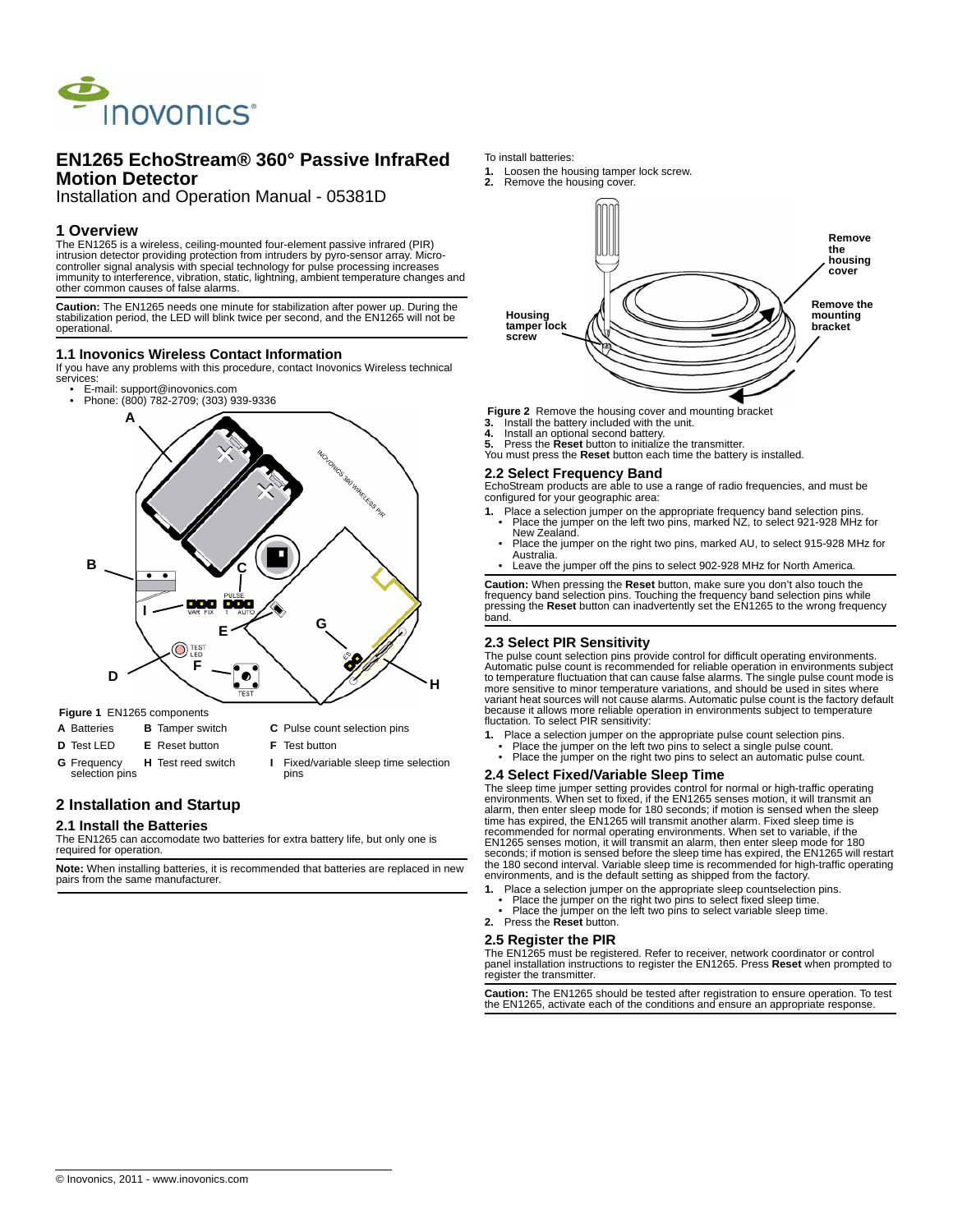# EN1265 EchoStream® 360° Passive InfraRed Motion Detector

Installation and Operation Manual - 05381D

## 1 Overview

The EN1265 is a wireless, ceiling-mounted four-element passive infrared (PIR) intrusion detector providing protection from intruders by pyro-sensor array. Micro-controller signal analysis with special technology for pulse processing increases immunity to interference, vibration, static, lightning, ambient temperature changes and other common causes of false alarms.

**Caution:** The EN1265 needs one minute for stabilization after power up. During the stabilization period, the LED will blink twice per second, and the EN1265 will not be operational.

### 1.1 Inovonics Wireless Contact Information

If you have any problems with this procedure, contact Inovonics Wireless technical services:

- E-mail: support@inovonics.com
- Phone: (800) 782-2709; (303) 939-9336

**Figure 1** EN1265 components

| | | |
|---|---|---|
| **A** Batteries | **B** Tamper switch | **C** Pulse count selection pins |
| **D** Test LED | **E** Reset button | **F** Test button |
| **G** Frequency selection pins | **H** Test reed switch | **I** Fixed/variable sleep time selection pins |

## 2 Installation and Startup

### 2.1 Install the Batteries

The EN1265 can accomodate two batteries for extra battery life, but only one is required for operation.

**Note:** When installing batteries, it is recommended that batteries are replaced in new pairs from the same manufacturer.

To install batteries:

1. Loosen the housing tamper lock screw.
2. Remove the housing cover.

**Figure 2** Remove the housing cover and mounting bracket

3. Install the battery included with the unit.
4. Install an optional second battery.
5. Press the **Reset** button to initialize the transmitter.

You must press the **Reset** button each time the battery is installed.

### 2.2 Select Frequency Band

EchoStream products are able to use a range of radio frequencies, and must be configured for your geographic area:

1. Place a selection jumper on the appropriate frequency band selection pins.
   - Place the jumper on the left two pins, marked NZ, to select 921-928 MHz for New Zealand.
   - Place the jumper on the right two pins, marked AU, to select 915-928 MHz for Australia.
   - Leave the jumper off the pins to select 902-928 MHz for North America.

**Caution:** When pressing the **Reset** button, make sure you don't also touch the frequency band selection pins. Touching the frequency band selection pins while pressing the **Reset** button can inadvertently set the EN1265 to the wrong frequency band.

### 2.3 Select PIR Sensitivity

The pulse count selection pins provide control for difficult operating environments. Automatic pulse count is recommended for reliable operation in environments subject to temperature fluctuation that can cause false alarms. The single pulse count mode is more sensitive to minor temperature variations, and should be used in sites where variant heat sources will not cause alarms. Automatic pulse count is the factory default because it allows more reliable operation in environments subject to temperature fluctation. To select PIR sensitivity:

1. Place a selection jumper on the appropriate pulse count selection pins.
   - Place the jumper on the left two pins to select a single pulse count.
   - Place the jumper on the right two pins to select an automatic pulse count.

### 2.4 Select Fixed/Variable Sleep Time

The sleep time jumper setting provides control for normal or high-traffic operating environments. When set to fixed, if the EN1265 senses motion, it will transmit an alarm, then enter sleep mode for 180 seconds; if motion is sensed when the sleep time has expired, the EN1265 will transmit another alarm. Fixed sleep time is recommended for normal operating environments. When set to variable, if the EN1265 senses motion, it will transmit an alarm, then enter sleep mode for 180 seconds; if motion is sensed before the sleep time has expired, the EN1265 will restart the 180 second interval. Variable sleep time is recommended for high-traffic operating environments, and is the default setting as shipped from the factory.

1. Place a selection jumper on the appropriate sleep countselection pins.
   - Place the jumper on the right two pins to select fixed sleep time.
   - Place the jumper on the left two pins to select variable sleep time.
2. Press the **Reset** button.

### 2.5 Register the PIR

The EN1265 must be registered. Refer to receiver, network coordinator or control panel installation instructions to register the EN1265. Press **Reset** when prompted to register the transmitter.

**Caution:** The EN1265 should be tested after registration to ensure operation. To test the EN1265, activate each of the conditions and ensure an appropriate response.

© Inovonics, 2011 - www.inovonics.com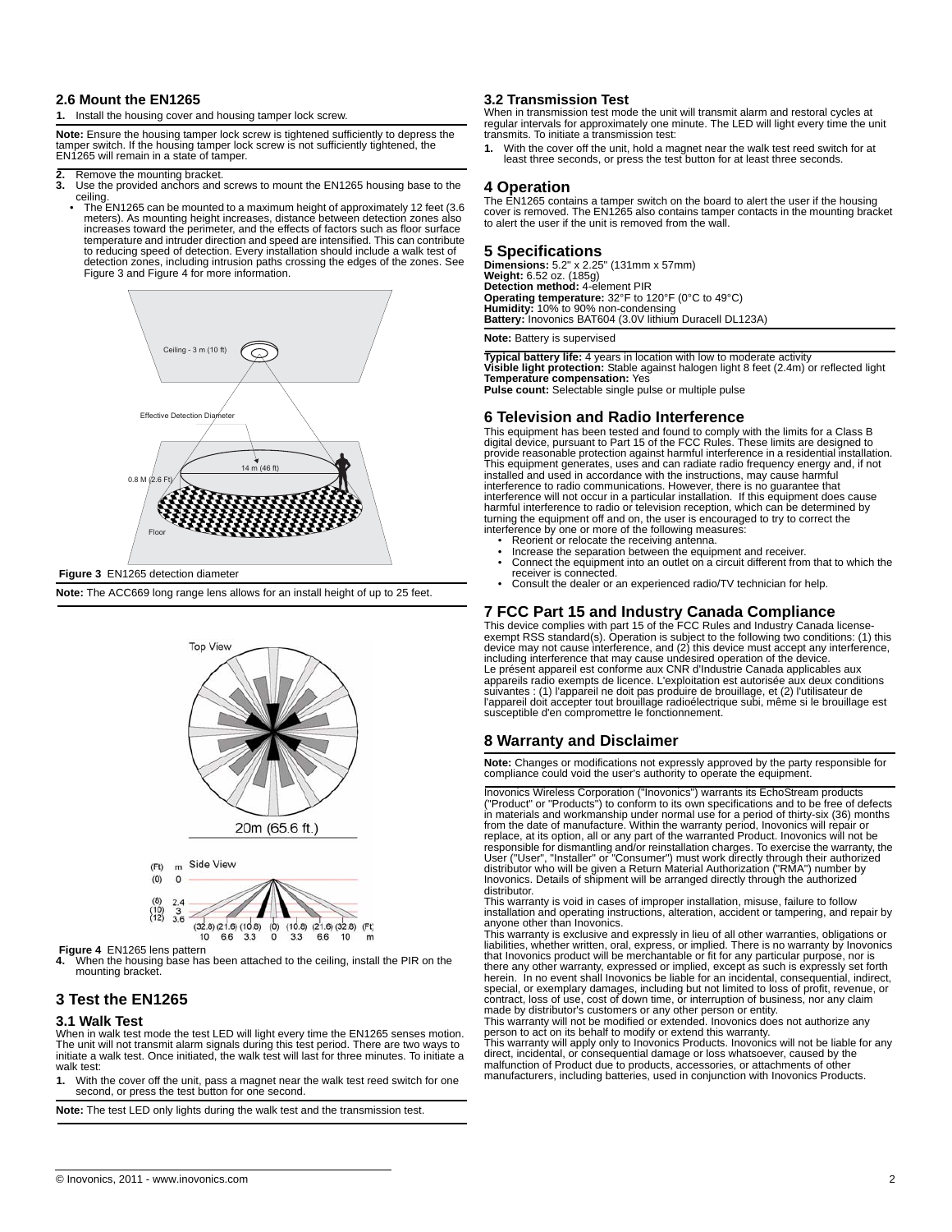### 2.6 Mount the EN1265

1. Install the housing cover and housing tamper lock screw.

**Note:** Ensure the housing tamper lock screw is tightened sufficiently to depress the tamper switch. If the housing tamper lock screw is not sufficiently tightened, the EN1265 will remain in a state of tamper.

2. Remove the mounting bracket.
3. Use the provided anchors and screws to mount the EN1265 housing base to the ceiling.
   - The EN1265 can be mounted to a maximum height of approximately 12 feet (3.6 meters). As mounting height increases, distance between detection zones also increases toward the perimeter, and the effects of factors such as floor surface temperature and intruder direction and speed are intensified. This can contribute to reducing speed of detection. Every installation should include a walk test of detection zones, including intrusion paths crossing the edges of the zones. See Figure 3 and Figure 4 for more information.

Ceiling - 3 m (10 ft)

Effective Detection Diameter

14 m (46 ft)

0.8 M (2.6 Ft)

Floor

**Figure 3** EN1265 detection diameter

**Note:** The ACC669 long range lens allows for an install height of up to 25 feet.

Top View

20m (65.6 ft.)

Side View

(Ft) m
(0) 0
(8) 2.4
(10) 3
(12) 3.6

(32.8) (21.6) (10.8) (0) (10.8) (21.6) (32.8) (Ft)
10 6.6 3.3 0 3.3 6.6 10 m

**Figure 4** EN1265 lens pattern

4. When the housing base has been attached to the ceiling, install the PIR on the mounting bracket.

## 3 Test the EN1265

### 3.1 Walk Test

When in walk test mode the test LED will light every time the EN1265 senses motion. The unit will not transmit alarm signals during this test period. There are two ways to initiate a walk test. Once initiated, the walk test will last for three minutes. To initiate a walk test:

1. With the cover off the unit, pass a magnet near the walk test reed switch for one second, or press the test button for one second.

**Note:** The test LED only lights during the walk test and the transmission test.

### 3.2 Transmission Test

When in transmission test mode the unit will transmit alarm and restoral cycles at regular intervals for approximately one minute. The LED will light every time the unit transmits. To initiate a transmission test:

1. With the cover off the unit, hold a magnet near the walk test reed switch for at least three seconds, or press the test button for at least three seconds.

## 4 Operation

The EN1265 contains a tamper switch on the board to alert the user if the housing cover is removed. The EN1265 also contains tamper contacts in the mounting bracket to alert the user if the unit is removed from the wall.

## 5 Specifications

**Dimensions:** 5.2" x 2.25" (131mm x 57mm)
**Weight:** 6.52 oz. (185g)
**Detection method:** 4-element PIR
**Operating temperature:** 32°F to 120°F (0°C to 49°C)
**Humidity:** 10% to 90% non-condensing
**Battery:** Inovonics BAT604 (3.0V lithium Duracell DL123A)

**Note:** Battery is supervised

**Typical battery life:** 4 years in location with low to moderate activity
**Visible light protection:** Stable against halogen light 8 feet (2.4m) or reflected light
**Temperature compensation:** Yes
**Pulse count:** Selectable single pulse or multiple pulse

## 6 Television and Radio Interference

This equipment has been tested and found to comply with the limits for a Class B digital device, pursuant to Part 15 of the FCC Rules. These limits are designed to provide reasonable protection against harmful interference in a residential installation. This equipment generates, uses and can radiate radio frequency energy and, if not installed and used in accordance with the instructions, may cause harmful interference to radio communications. However, there is no guarantee that interference will not occur in a particular installation. If this equipment does cause harmful interference to radio or television reception, which can be determined by turning the equipment off and on, the user is encouraged to try to correct the interference by one or more of the following measures:

- Reorient or relocate the receiving antenna.
- Increase the separation between the equipment and receiver.
- Connect the equipment into an outlet on a circuit different from that to which the receiver is connected.
- Consult the dealer or an experienced radio/TV technician for help.

## 7 FCC Part 15 and Industry Canada Compliance

This device complies with part 15 of the FCC Rules and Industry Canada license-exempt RSS standard(s). Operation is subject to the following two conditions: (1) this device may not cause interference, and (2) this device must accept any interference, including interference that may cause undesired operation of the device.
Le présent appareil est conforme aux CNR d'Industrie Canada applicables aux appareils radio exempts de licence. L'exploitation est autorisée aux deux conditions suivantes : (1) l'appareil ne doit pas produire de brouillage, et (2) l'utilisateur de l'appareil doit accepter tout brouillage radioélectrique subi, même si le brouillage est susceptible d'en compromettre le fonctionnement.

## 8 Warranty and Disclaimer

**Note:** Changes or modifications not expressly approved by the party responsible for compliance could void the user's authority to operate the equipment.

Inovonics Wireless Corporation ("Inovonics") warrants its EchoStream products ("Product" or "Products") to conform to its own specifications and to be free of defects in materials and workmanship under normal use for a period of thirty-six (36) months from the date of manufacture. Within the warranty period, Inovonics will repair or replace, at its option, all or any part of the warranted Product. Inovonics will not be responsible for dismantling and/or reinstallation charges. To exercise the warranty, the User ("User", "Installer" or "Consumer") must work directly through their authorized distributor who will be given a Return Material Authorization ("RMA") number by Inovonics. Details of shipment will be arranged directly through the authorized distributor.
This warranty is void in cases of improper installation, misuse, failure to follow installation and operating instructions, alteration, accident or tampering, and repair by anyone other than Inovonics.
This warranty is exclusive and expressly in lieu of all other warranties, obligations or liabilities, whether written, oral, express, or implied. There is no warranty by Inovonics that Inovonics product will be merchantable or fit for any particular purpose, nor is there any other warranty, expressed or implied, except as such is expressly set forth herein. In no event shall Inovonics be liable for an incidental, consequential, indirect, special, or exemplary damages, including but not limited to loss of profit, revenue, or contract, loss of use, cost of down time, or interruption of business, nor any claim made by distributor's customers or any other person or entity.
This warranty will not be modified or extended. Inovonics does not authorize any person to act on its behalf to modify or extend this warranty.
This warranty will apply only to Inovonics Products. Inovonics will not be liable for any direct, incidental, or consequential damage or loss whatsoever, caused by the malfunction of Product due to products, accessories, or attachments of other manufacturers, including batteries, used in conjunction with Inovonics Products.

© Inovonics, 2011 - www.inovonics.com